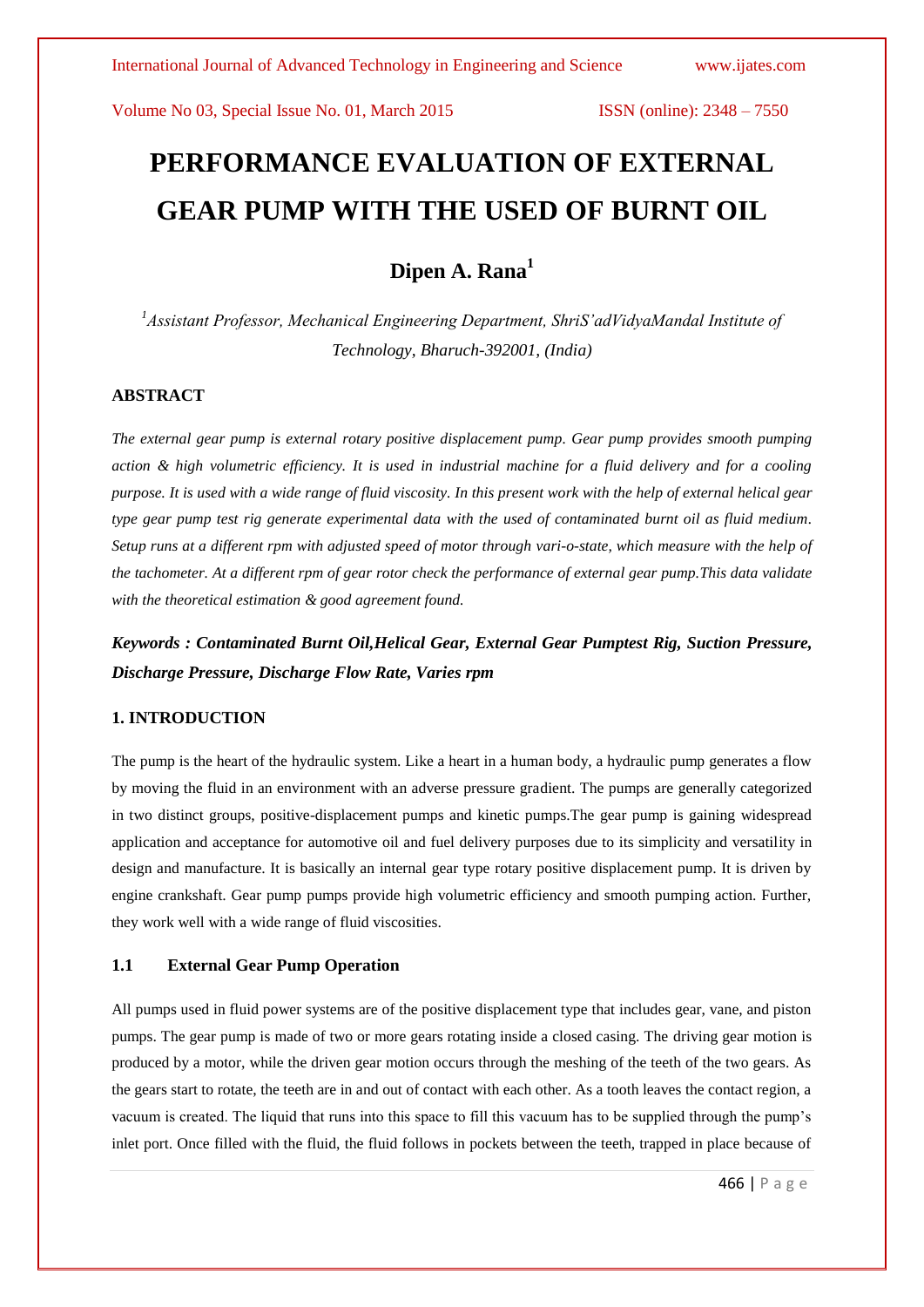# PERFORMANCE EVALUATION OF EXTERNAL GEAR PUMP WITH THE USED OF BURNT OIL

## Dipen A. Rana[1]

*[1]Assistant Professor, Mechanical Engineering Department, ShriS'adVidyaMandal Institute of Technology, Bharuch-392001, (India)*

### ABSTRACT

*The external gear pump is external rotary positive displacement pump. Gear pump provides smooth pumping action & high volumetric efficiency. It is used in industrial machine for a fluid delivery and for a cooling purpose. It is used with a wide range of fluid viscosity. In this present work with the help of external helical gear type gear pump test rig generate experimental data with the used of contaminated burnt oil as fluid medium. Setup runs at a different rpm with adjusted speed of motor through vari-o-state, which measure with the help of the tachometer. At a different rpm of gear rotor check the performance of external gear pump.This data validate with the theoretical estimation & good agreement found.*

***Keywords : Contaminated Burnt Oil,Helical Gear, External Gear Pumptest Rig, Suction Pressure, Discharge Pressure, Discharge Flow Rate, Varies rpm***

### 1. INTRODUCTION

The pump is the heart of the hydraulic system. Like a heart in a human body, a hydraulic pump generates a flow by moving the fluid in an environment with an adverse pressure gradient. The pumps are generally categorized in two distinct groups, positive-displacement pumps and kinetic pumps.The gear pump is gaining widespread application and acceptance for automotive oil and fuel delivery purposes due to its simplicity and versatility in design and manufacture. It is basically an internal gear type rotary positive displacement pump. It is driven by engine crankshaft. Gear pump pumps provide high volumetric efficiency and smooth pumping action. Further, they work well with a wide range of fluid viscosities.

### 1.1 External Gear Pump Operation

All pumps used in fluid power systems are of the positive displacement type that includes gear, vane, and piston pumps. The gear pump is made of two or more gears rotating inside a closed casing. The driving gear motion is produced by a motor, while the driven gear motion occurs through the meshing of the teeth of the two gears. As the gears start to rotate, the teeth are in and out of contact with each other. As a tooth leaves the contact region, a vacuum is created. The liquid that runs into this space to fill this vacuum has to be supplied through the pump's inlet port. Once filled with the fluid, the fluid follows in pockets between the teeth, trapped in place because of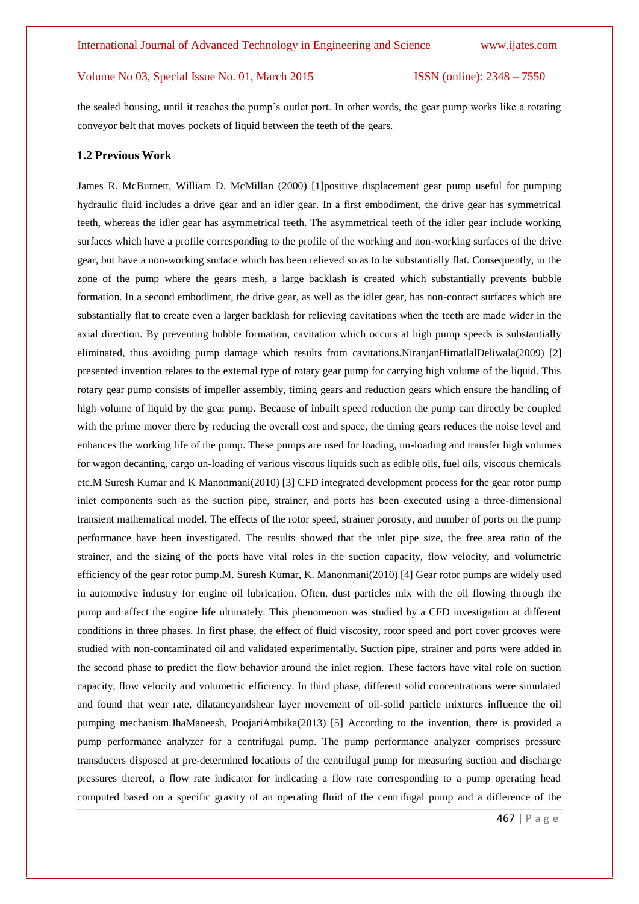the sealed housing, until it reaches the pump's outlet port. In other words, the gear pump works like a rotating conveyor belt that moves pockets of liquid between the teeth of the gears.

### 1.2 Previous Work

James R. McBurnett, William D. McMillan (2000) [1]positive displacement gear pump useful for pumping hydraulic fluid includes a drive gear and an idler gear. In a first embodiment, the drive gear has symmetrical teeth, whereas the idler gear has asymmetrical teeth. The asymmetrical teeth of the idler gear include working surfaces which have a profile corresponding to the profile of the working and non-working surfaces of the drive gear, but have a non-working surface which has been relieved so as to be substantially flat. Consequently, in the zone of the pump where the gears mesh, a large backlash is created which substantially prevents bubble formation. In a second embodiment, the drive gear, as well as the idler gear, has non-contact surfaces which are substantially flat to create even a larger backlash for relieving cavitations when the teeth are made wider in the axial direction. By preventing bubble formation, cavitation which occurs at high pump speeds is substantially eliminated, thus avoiding pump damage which results from cavitations.NiranjanHimatlalDeliwala(2009) [2] presented invention relates to the external type of rotary gear pump for carrying high volume of the liquid. This rotary gear pump consists of impeller assembly, timing gears and reduction gears which ensure the handling of high volume of liquid by the gear pump. Because of inbuilt speed reduction the pump can directly be coupled with the prime mover there by reducing the overall cost and space, the timing gears reduces the noise level and enhances the working life of the pump. These pumps are used for loading, un-loading and transfer high volumes for wagon decanting, cargo un-loading of various viscous liquids such as edible oils, fuel oils, viscous chemicals etc.M Suresh Kumar and K Manonmani(2010) [3] CFD integrated development process for the gear rotor pump inlet components such as the suction pipe, strainer, and ports has been executed using a three-dimensional transient mathematical model. The effects of the rotor speed, strainer porosity, and number of ports on the pump performance have been investigated. The results showed that the inlet pipe size, the free area ratio of the strainer, and the sizing of the ports have vital roles in the suction capacity, flow velocity, and volumetric efficiency of the gear rotor pump.M. Suresh Kumar, K. Manonmani(2010) [4] Gear rotor pumps are widely used in automotive industry for engine oil lubrication. Often, dust particles mix with the oil flowing through the pump and affect the engine life ultimately. This phenomenon was studied by a CFD investigation at different conditions in three phases. In first phase, the effect of fluid viscosity, rotor speed and port cover grooves were studied with non-contaminated oil and validated experimentally. Suction pipe, strainer and ports were added in the second phase to predict the flow behavior around the inlet region. These factors have vital role on suction capacity, flow velocity and volumetric efficiency. In third phase, different solid concentrations were simulated and found that wear rate, dilatancyandshear layer movement of oil-solid particle mixtures influence the oil pumping mechanism.JhaManeesh, PoojariAmbika(2013) [5] According to the invention, there is provided a pump performance analyzer for a centrifugal pump. The pump performance analyzer comprises pressure transducers disposed at pre-determined locations of the centrifugal pump for measuring suction and discharge pressures thereof, a flow rate indicator for indicating a flow rate corresponding to a pump operating head computed based on a specific gravity of an operating fluid of the centrifugal pump and a difference of the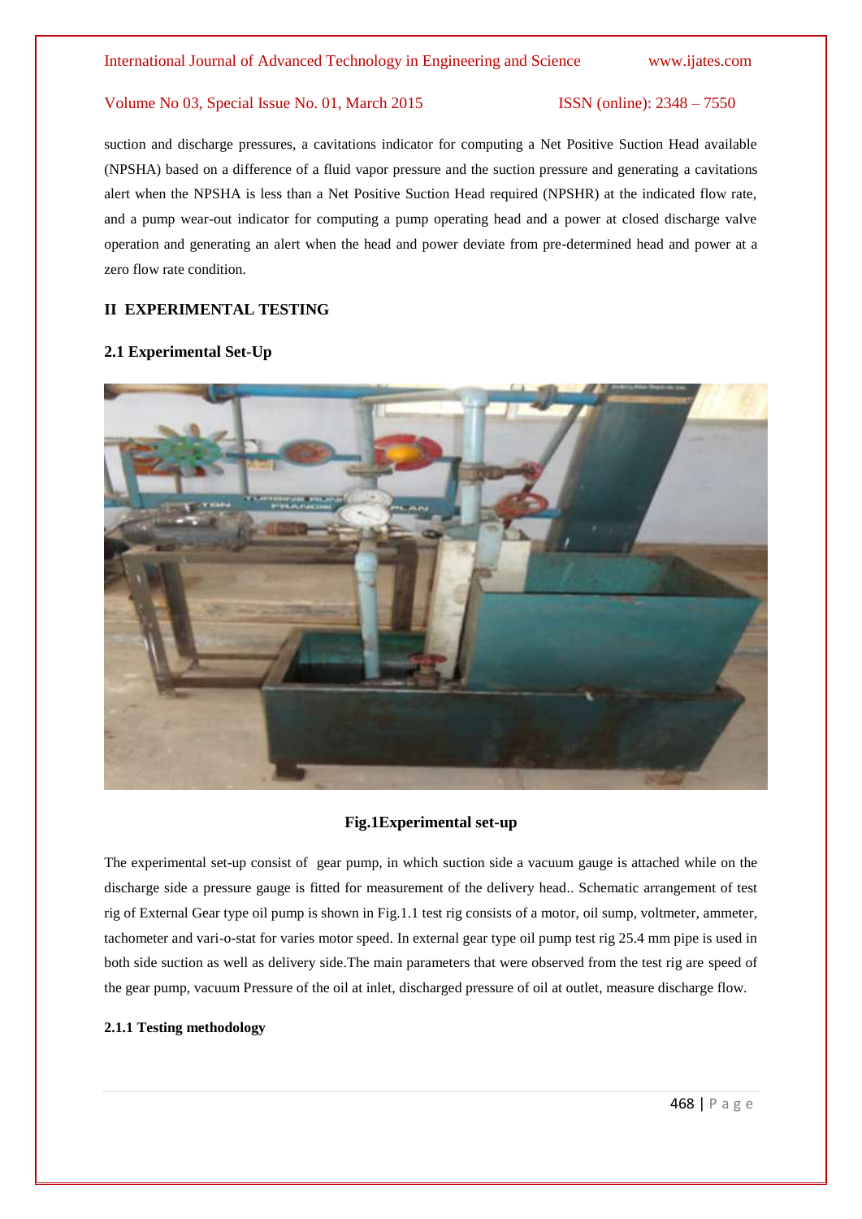suction and discharge pressures, a cavitations indicator for computing a Net Positive Suction Head available (NPSHA) based on a difference of a fluid vapor pressure and the suction pressure and generating a cavitations alert when the NPSHA is less than a Net Positive Suction Head required (NPSHR) at the indicated flow rate, and a pump wear-out indicator for computing a pump operating head and a power at closed discharge valve operation and generating an alert when the head and power deviate from pre-determined head and power at a zero flow rate condition.

## II EXPERIMENTAL TESTING

### 2.1 Experimental Set-Up

**Fig.1Experimental set-up**

The experimental set-up consist of gear pump, in which suction side a vacuum gauge is attached while on the discharge side a pressure gauge is fitted for measurement of the delivery head.. Schematic arrangement of test rig of External Gear type oil pump is shown in Fig.1.1 test rig consists of a motor, oil sump, voltmeter, ammeter, tachometer and vari-o-stat for varies motor speed. In external gear type oil pump test rig 25.4 mm pipe is used in both side suction as well as delivery side.The main parameters that were observed from the test rig are speed of the gear pump, vacuum Pressure of the oil at inlet, discharged pressure of oil at outlet, measure discharge flow.

#### 2.1.1 Testing methodology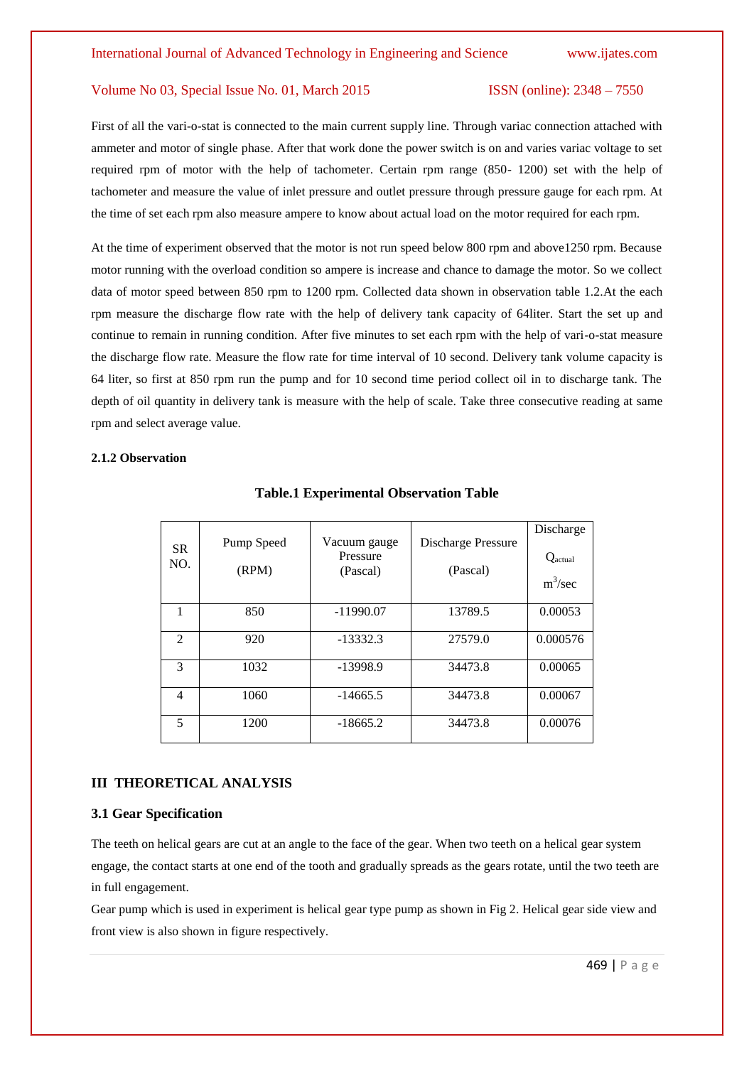First of all the vari-o-stat is connected to the main current supply line. Through variac connection attached with ammeter and motor of single phase. After that work done the power switch is on and varies variac voltage to set required rpm of motor with the help of tachometer. Certain rpm range (850- 1200) set with the help of tachometer and measure the value of inlet pressure and outlet pressure through pressure gauge for each rpm. At the time of set each rpm also measure ampere to know about actual load on the motor required for each rpm.

At the time of experiment observed that the motor is not run speed below 800 rpm and above1250 rpm. Because motor running with the overload condition so ampere is increase and chance to damage the motor. So we collect data of motor speed between 850 rpm to 1200 rpm. Collected data shown in observation table 1.2.At the each rpm measure the discharge flow rate with the help of delivery tank capacity of 64liter. Start the set up and continue to remain in running condition. After five minutes to set each rpm with the help of vari-o-stat measure the discharge flow rate. Measure the flow rate for time interval of 10 second. Delivery tank volume capacity is 64 liter, so first at 850 rpm run the pump and for 10 second time period collect oil in to discharge tank. The depth of oil quantity in delivery tank is measure with the help of scale. Take three consecutive reading at same rpm and select average value.

#### 2.1.2 Observation

**Table.1 Experimental Observation Table**

| SR NO. | Pump Speed (RPM) | Vacuum gauge Pressure (Pascal) | Discharge Pressure (Pascal) | Discharge $Q_{actual}$ $m^3/sec$ |
|---|---|---|---|---|
| 1 | 850 | -11990.07 | 13789.5 | 0.00053 |
| 2 | 920 | -13332.3 | 27579.0 | 0.000576 |
| 3 | 1032 | -13998.9 | 34473.8 | 0.00065 |
| 4 | 1060 | -14665.5 | 34473.8 | 0.00067 |
| 5 | 1200 | -18665.2 | 34473.8 | 0.00076 |

## III THEORETICAL ANALYSIS

### 3.1 Gear Specification

The teeth on helical gears are cut at an angle to the face of the gear. When two teeth on a helical gear system engage, the contact starts at one end of the tooth and gradually spreads as the gears rotate, until the two teeth are in full engagement.

Gear pump which is used in experiment is helical gear type pump as shown in Fig 2. Helical gear side view and front view is also shown in figure respectively.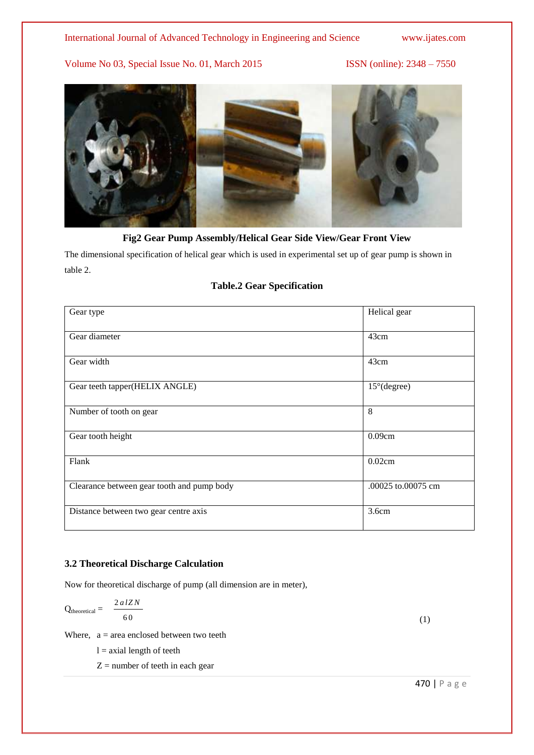**Fig2 Gear Pump Assembly/Helical Gear Side View/Gear Front View**

The dimensional specification of helical gear which is used in experimental set up of gear pump is shown in table 2.

**Table.2 Gear Specification**

| Gear type | Helical gear |
|---|---|
| Gear diameter | 43cm |
| Gear width | 43cm |
| Gear teeth tapper(HELIX ANGLE) | 15°(degree) |
| Number of tooth on gear | 8 |
| Gear tooth height | 0.09cm |
| Flank | 0.02cm |
| Clearance between gear tooth and pump body | .00025 to.00075 cm |
| Distance between two gear centre axis | 3.6cm |

### 3.2 Theoretical Discharge Calculation

Now for theoretical discharge of pump (all dimension are in meter),

$$Q_{theoretical} = \frac{2alZN}{60} \tag{1}$$

Where, a = area enclosed between two teeth

l = axial length of teeth

Z = number of teeth in each gear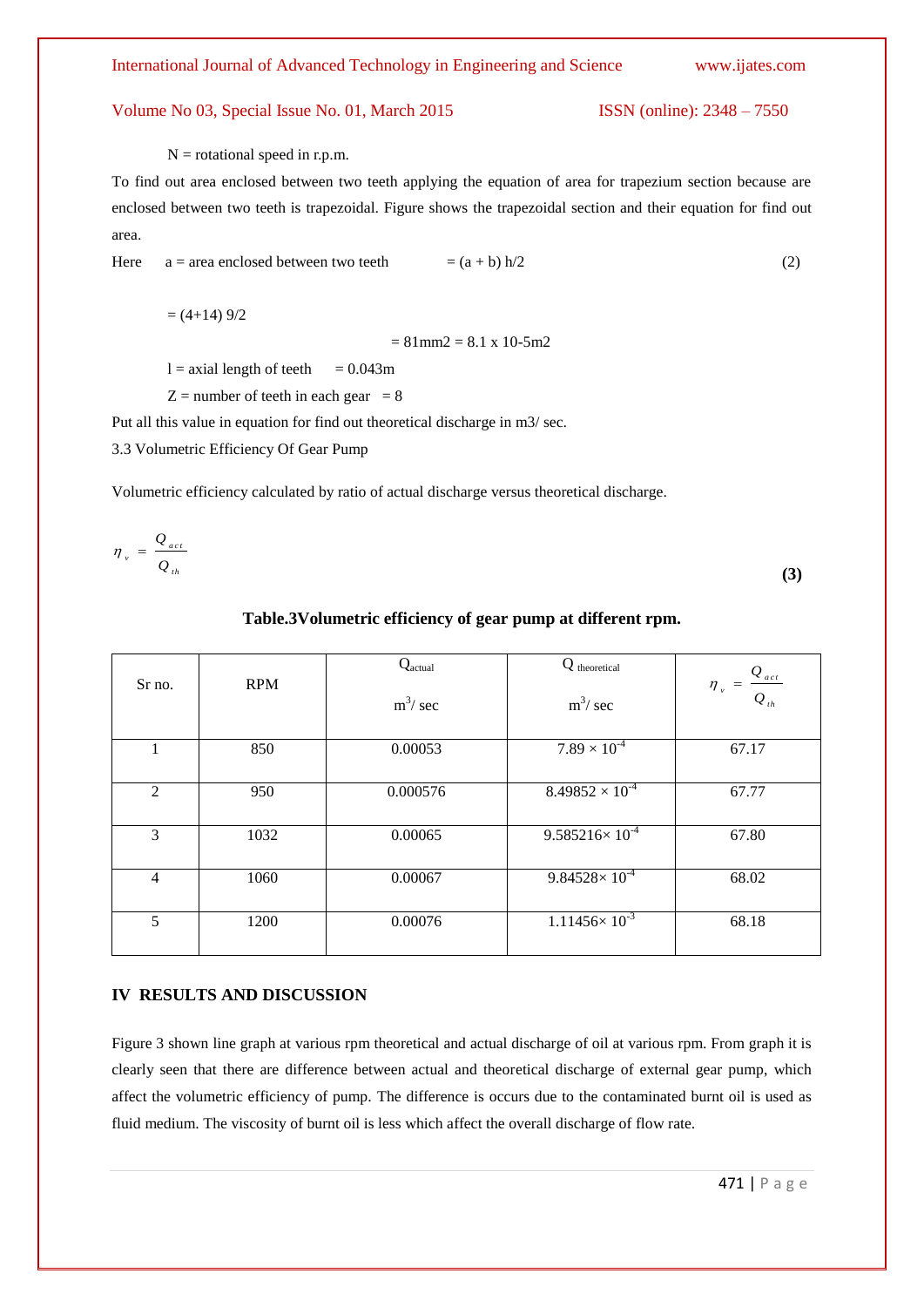N = rotational speed in r.p.m.

To find out area enclosed between two teeth applying the equation of area for trapezium section because are enclosed between two teeth is trapezoidal. Figure shows the trapezoidal section and their equation for find out area.

Here a = area enclosed between two teeth $= (a + b)\, h/2$ (2)

$= (4+14)\, 9/2$

$= 81\text{mm}2 = 8.1 \times 10\text{-}5\text{m}2$

l = axial length of teeth = 0.043m

Z = number of teeth in each gear = 8

Put all this value in equation for find out theoretical discharge in m3/ sec.

3.3 Volumetric Efficiency Of Gear Pump

Volumetric efficiency calculated by ratio of actual discharge versus theoretical discharge.

$$\eta_v = \frac{Q_{act}}{Q_{th}} \quad (3)$$

**Table.3Volumetric efficiency of gear pump at different rpm.**

| Sr no. | RPM | $Q_{actual}$ $m^3/$ sec | $Q_{theoretical}$ $m^3/$ sec | $\eta_v = \frac{Q_{act}}{Q_{th}}$ |
|---|---|---|---|---|
| 1 | 850 | 0.00053 | $7.89 \times 10^{-4}$ | 67.17 |
| 2 | 950 | 0.000576 | $8.49852 \times 10^{-4}$ | 67.77 |
| 3 | 1032 | 0.00065 | $9.585216 \times 10^{-4}$ | 67.80 |
| 4 | 1060 | 0.00067 | $9.84528 \times 10^{-4}$ | 68.02 |
| 5 | 1200 | 0.00076 | $1.11456 \times 10^{-3}$ | 68.18 |

## IV RESULTS AND DISCUSSION

Figure 3 shown line graph at various rpm theoretical and actual discharge of oil at various rpm. From graph it is clearly seen that there are difference between actual and theoretical discharge of external gear pump, which affect the volumetric efficiency of pump. The difference is occurs due to the contaminated burnt oil is used as fluid medium. The viscosity of burnt oil is less which affect the overall discharge of flow rate.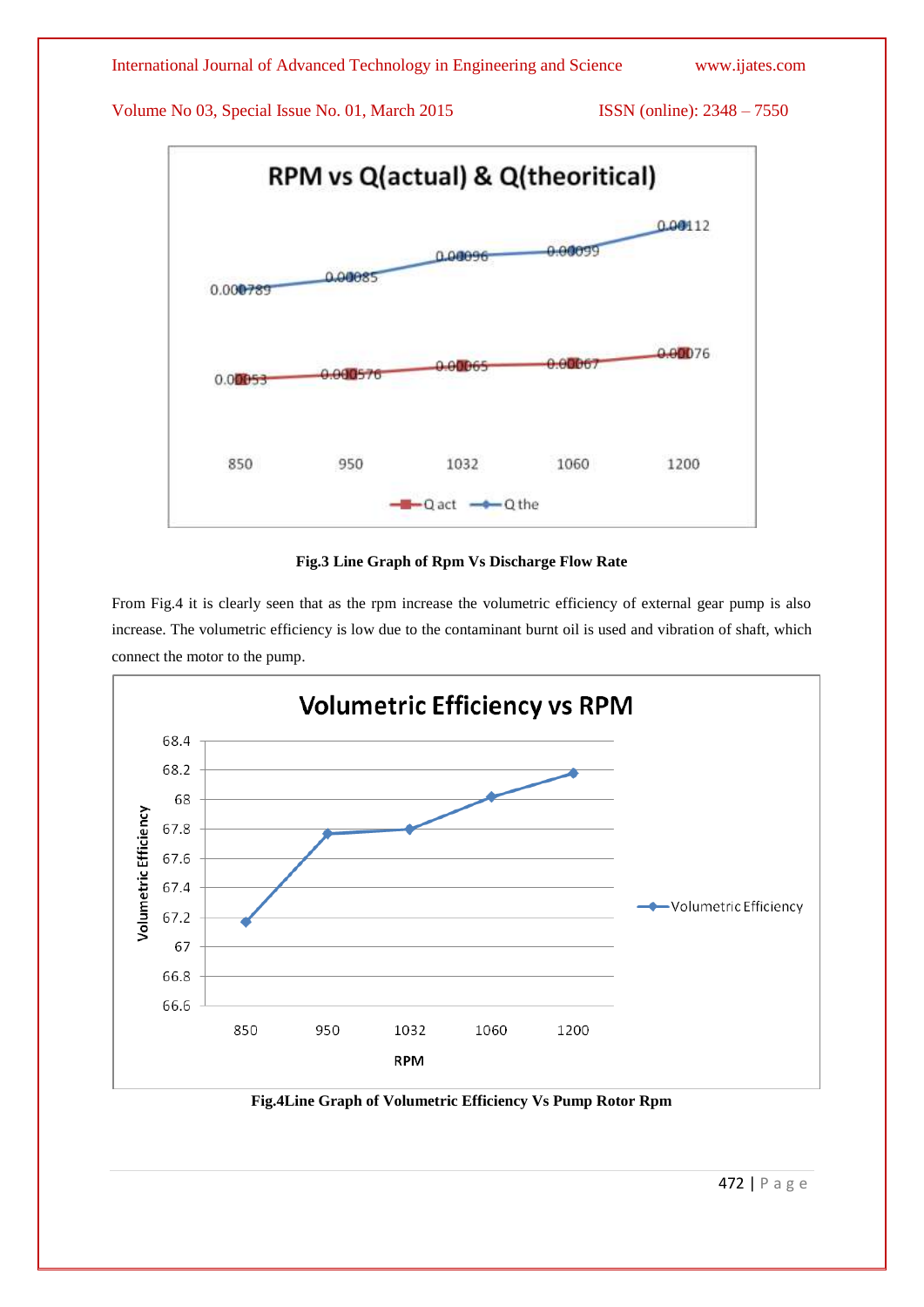**Fig.3 Line Graph of Rpm Vs Discharge Flow Rate**

From Fig.4 it is clearly seen that as the rpm increase the volumetric efficiency of external gear pump is also increase. The volumetric efficiency is low due to the contaminant burnt oil is used and vibration of shaft, which connect the motor to the pump.

**Fig.4Line Graph of Volumetric Efficiency Vs Pump Rotor Rpm**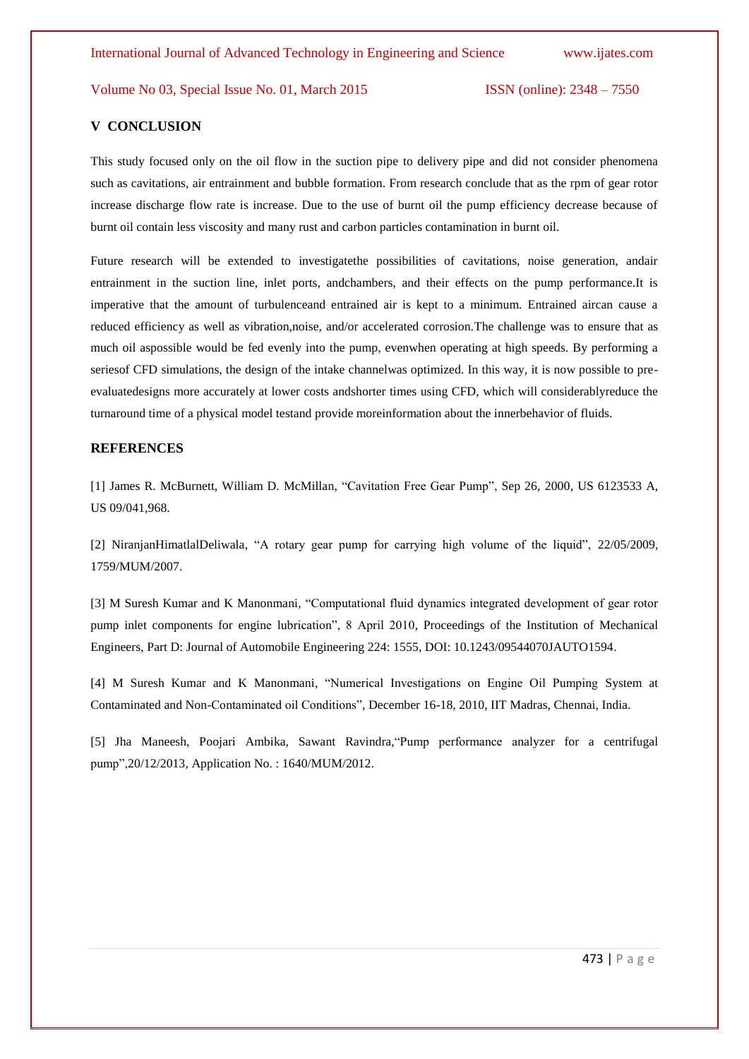## V CONCLUSION

This study focused only on the oil flow in the suction pipe to delivery pipe and did not consider phenomena such as cavitations, air entrainment and bubble formation. From research conclude that as the rpm of gear rotor increase discharge flow rate is increase. Due to the use of burnt oil the pump efficiency decrease because of burnt oil contain less viscosity and many rust and carbon particles contamination in burnt oil.

Future research will be extended to investigatethe possibilities of cavitations, noise generation, andair entrainment in the suction line, inlet ports, andchambers, and their effects on the pump performance.It is imperative that the amount of turbulenceand entrained air is kept to a minimum. Entrained aircan cause a reduced efficiency as well as vibration,noise, and/or accelerated corrosion.The challenge was to ensure that as much oil aspossible would be fed evenly into the pump, evenwhen operating at high speeds. By performing a seriesof CFD simulations, the design of the intake channelwas optimized. In this way, it is now possible to pre-evaluatedesigns more accurately at lower costs andshorter times using CFD, which will considerablyreduce the turnaround time of a physical model testand provide moreinformation about the innerbehavior of fluids.

## REFERENCES

[1] James R. McBurnett, William D. McMillan, "Cavitation Free Gear Pump", Sep 26, 2000, US 6123533 A, US 09/041,968.

[2] NiranjanHimatlalDeliwala, "A rotary gear pump for carrying high volume of the liquid", 22/05/2009, 1759/MUM/2007.

[3] M Suresh Kumar and K Manonmani, "Computational fluid dynamics integrated development of gear rotor pump inlet components for engine lubrication", 8 April 2010, Proceedings of the Institution of Mechanical Engineers, Part D: Journal of Automobile Engineering 224: 1555, DOI: 10.1243/09544070JAUTO1594.

[4] M Suresh Kumar and K Manonmani, "Numerical Investigations on Engine Oil Pumping System at Contaminated and Non-Contaminated oil Conditions", December 16-18, 2010, IIT Madras, Chennai, India.

[5] Jha Maneesh, Poojari Ambika, Sawant Ravindra,"Pump performance analyzer for a centrifugal pump",20/12/2013, Application No. : 1640/MUM/2012.